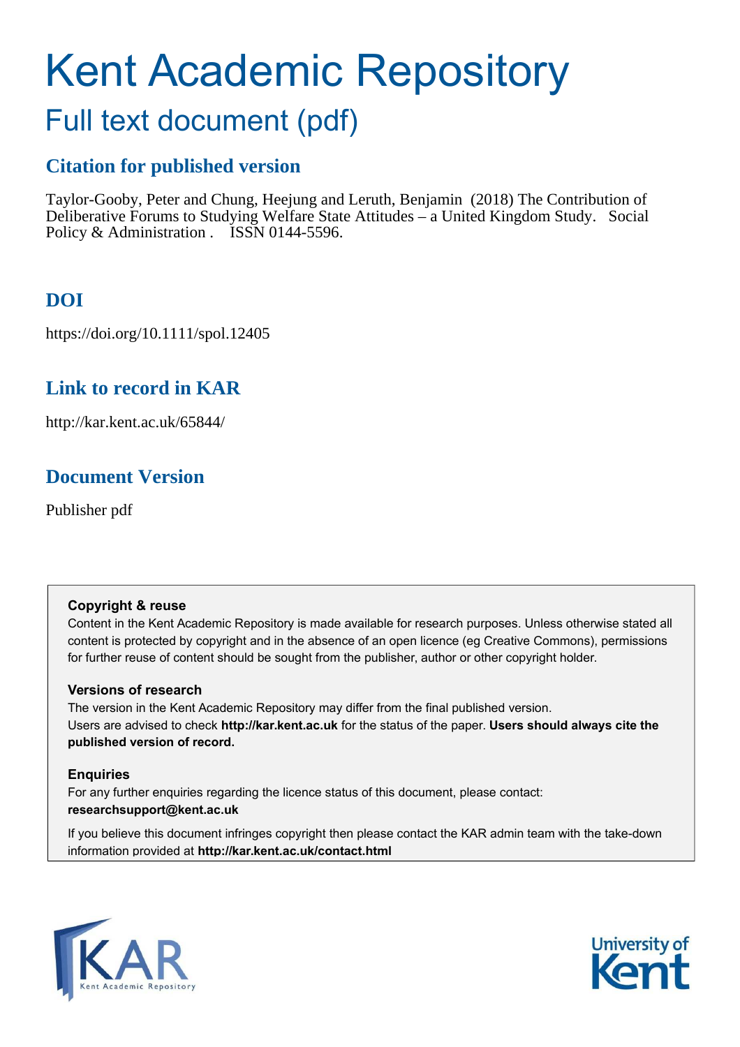# Kent Academic Repository

## Full text document (pdf)

### Citation for published version

Taylor-Gooby, Peter and Chung, Heejung and Leruth, Benjamin (2018) The Contribution of Deliberative Forums to Studying Welfare State Attitudes – a United Kingdom Study. Social Policy & Administration . ISSN 0144-5596.

### DOI

https://doi.org/10.1111/spol.12405

### Link to record in KAR

http://kar.kent.ac.uk/65844/

### Document Version

Publisher pdf

**Copyright & reuse**

Content in the Kent Academic Repository is made available for research purposes. Unless otherwise stated all content is protected by copyright and in the absence of an open licence (eg Creative Commons), permissions for further reuse of content should be sought from the publisher, author or other copyright holder.

**Versions of research**

The version in the Kent Academic Repository may differ from the final published version. Users are advised to check **http://kar.kent.ac.uk** for the status of the paper. **Users should always cite the published version of record.**

**Enquiries**

For any further enquiries regarding the licence status of this document, please contact: **researchsupport@kent.ac.uk**

If you believe this document infringes copyright then please contact the KAR admin team with the take-down information provided at **http://kar.kent.ac.uk/contact.html**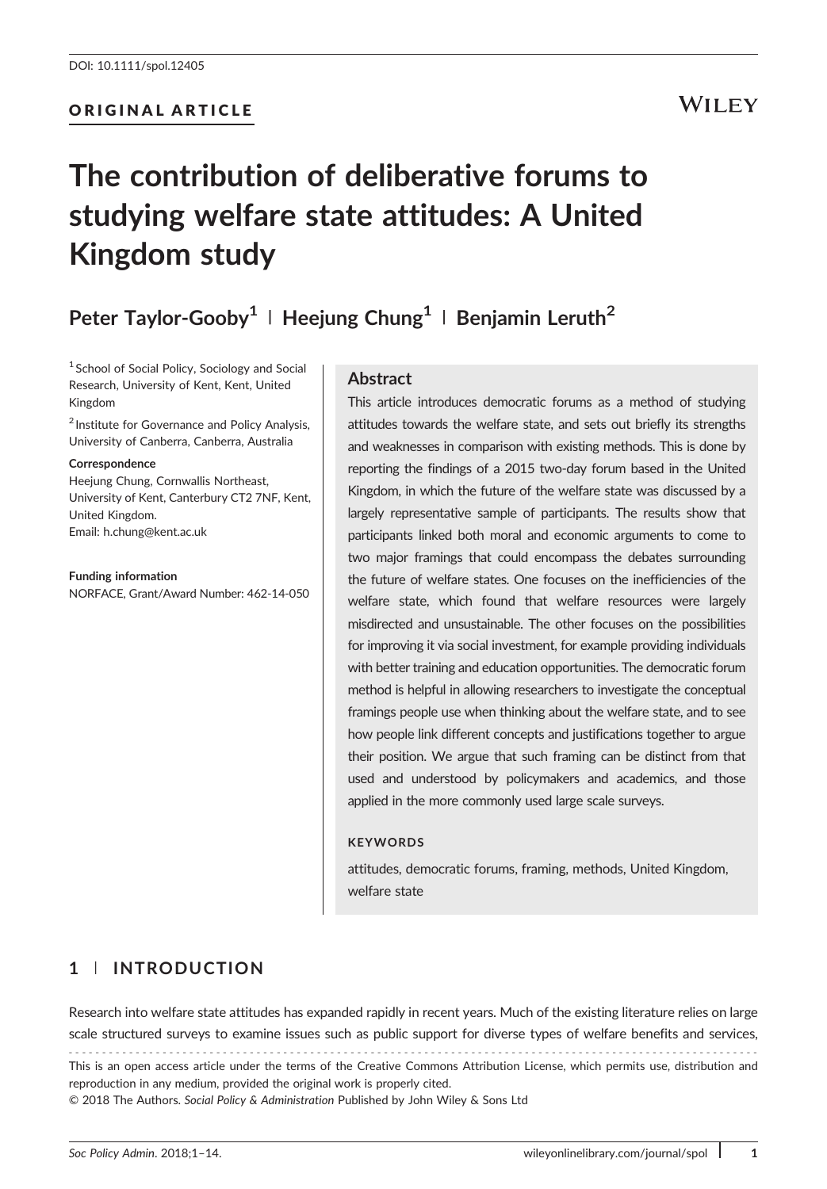DOI: 10.1111/spol.12405

ORIGINAL ARTICLE

# The contribution of deliberative forums to studying welfare state attitudes: A United Kingdom study

**Peter Taylor-Gooby[1] | Heejung Chung[1] | Benjamin Leruth[2]**

[1] School of Social Policy, Sociology and Social Research, University of Kent, Kent, United Kingdom

[2] Institute for Governance and Policy Analysis, University of Canberra, Canberra, Australia

**Correspondence**
Heejung Chung, Cornwallis Northeast, University of Kent, Canterbury CT2 7NF, Kent, United Kingdom.
Email: h.chung@kent.ac.uk

**Funding information**
NORFACE, Grant/Award Number: 462-14-050

## Abstract

This article introduces democratic forums as a method of studying attitudes towards the welfare state, and sets out briefly its strengths and weaknesses in comparison with existing methods. This is done by reporting the findings of a 2015 two-day forum based in the United Kingdom, in which the future of the welfare state was discussed by a largely representative sample of participants. The results show that participants linked both moral and economic arguments to come to two major framings that could encompass the debates surrounding the future of welfare states. One focuses on the inefficiencies of the welfare state, which found that welfare resources were largely misdirected and unsustainable. The other focuses on the possibilities for improving it via social investment, for example providing individuals with better training and education opportunities. The democratic forum method is helpful in allowing researchers to investigate the conceptual framings people use when thinking about the welfare state, and to see how people link different concepts and justifications together to argue their position. We argue that such framing can be distinct from that used and understood by policymakers and academics, and those applied in the more commonly used large scale surveys.

**KEYWORDS**

attitudes, democratic forums, framing, methods, United Kingdom, welfare state

## 1 | INTRODUCTION

Research into welfare state attitudes has expanded rapidly in recent years. Much of the existing literature relies on large scale structured surveys to examine issues such as public support for diverse types of welfare benefits and services,

This is an open access article under the terms of the Creative Commons Attribution License, which permits use, distribution and reproduction in any medium, provided the original work is properly cited.
© 2018 The Authors. *Social Policy & Administration* Published by John Wiley & Sons Ltd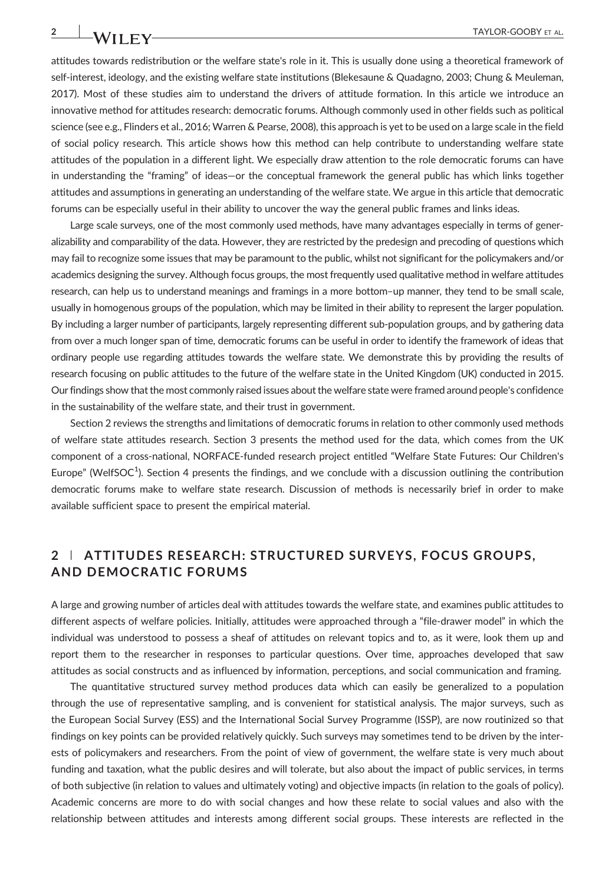attitudes towards redistribution or the welfare state's role in it. This is usually done using a theoretical framework of self-interest, ideology, and the existing welfare state institutions (Blekesaune & Quadagno, 2003; Chung & Meuleman, 2017). Most of these studies aim to understand the drivers of attitude formation. In this article we introduce an innovative method for attitudes research: democratic forums. Although commonly used in other fields such as political science (see e.g., Flinders et al., 2016; Warren & Pearse, 2008), this approach is yet to be used on a large scale in the field of social policy research. This article shows how this method can help contribute to understanding welfare state attitudes of the population in a different light. We especially draw attention to the role democratic forums can have in understanding the "framing" of ideas—or the conceptual framework the general public has which links together attitudes and assumptions in generating an understanding of the welfare state. We argue in this article that democratic forums can be especially useful in their ability to uncover the way the general public frames and links ideas.

Large scale surveys, one of the most commonly used methods, have many advantages especially in terms of generalizability and comparability of the data. However, they are restricted by the predesign and precoding of questions which may fail to recognize some issues that may be paramount to the public, whilst not significant for the policymakers and/or academics designing the survey. Although focus groups, the most frequently used qualitative method in welfare attitudes research, can help us to understand meanings and framings in a more bottom–up manner, they tend to be small scale, usually in homogenous groups of the population, which may be limited in their ability to represent the larger population. By including a larger number of participants, largely representing different sub-population groups, and by gathering data from over a much longer span of time, democratic forums can be useful in order to identify the framework of ideas that ordinary people use regarding attitudes towards the welfare state. We demonstrate this by providing the results of research focusing on public attitudes to the future of the welfare state in the United Kingdom (UK) conducted in 2015. Our findings show that the most commonly raised issues about the welfare state were framed around people's confidence in the sustainability of the welfare state, and their trust in government.

Section 2 reviews the strengths and limitations of democratic forums in relation to other commonly used methods of welfare state attitudes research. Section 3 presents the method used for the data, which comes from the UK component of a cross-national, NORFACE-funded research project entitled "Welfare State Futures: Our Children's Europe" (WelfSOC[1]). Section 4 presents the findings, and we conclude with a discussion outlining the contribution democratic forums make to welfare state research. Discussion of methods is necessarily brief in order to make available sufficient space to present the empirical material.

## 2 | ATTITUDES RESEARCH: STRUCTURED SURVEYS, FOCUS GROUPS, AND DEMOCRATIC FORUMS

A large and growing number of articles deal with attitudes towards the welfare state, and examines public attitudes to different aspects of welfare policies. Initially, attitudes were approached through a "file-drawer model" in which the individual was understood to possess a sheaf of attitudes on relevant topics and to, as it were, look them up and report them to the researcher in responses to particular questions. Over time, approaches developed that saw attitudes as social constructs and as influenced by information, perceptions, and social communication and framing.

The quantitative structured survey method produces data which can easily be generalized to a population through the use of representative sampling, and is convenient for statistical analysis. The major surveys, such as the European Social Survey (ESS) and the International Social Survey Programme (ISSP), are now routinized so that findings on key points can be provided relatively quickly. Such surveys may sometimes tend to be driven by the interests of policymakers and researchers. From the point of view of government, the welfare state is very much about funding and taxation, what the public desires and will tolerate, but also about the impact of public services, in terms of both subjective (in relation to values and ultimately voting) and objective impacts (in relation to the goals of policy). Academic concerns are more to do with social changes and how these relate to social values and also with the relationship between attitudes and interests among different social groups. These interests are reflected in the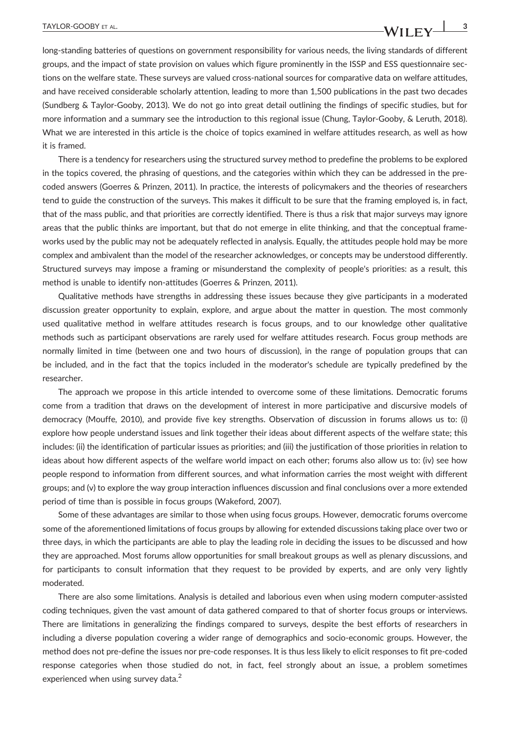long-standing batteries of questions on government responsibility for various needs, the living standards of different groups, and the impact of state provision on values which figure prominently in the ISSP and ESS questionnaire sections on the welfare state. These surveys are valued cross-national sources for comparative data on welfare attitudes, and have received considerable scholarly attention, leading to more than 1,500 publications in the past two decades (Sundberg & Taylor-Gooby, 2013). We do not go into great detail outlining the findings of specific studies, but for more information and a summary see the introduction to this regional issue (Chung, Taylor-Gooby, & Leruth, 2018). What we are interested in this article is the choice of topics examined in welfare attitudes research, as well as how it is framed.

There is a tendency for researchers using the structured survey method to predefine the problems to be explored in the topics covered, the phrasing of questions, and the categories within which they can be addressed in the pre-coded answers (Goerres & Prinzen, 2011). In practice, the interests of policymakers and the theories of researchers tend to guide the construction of the surveys. This makes it difficult to be sure that the framing employed is, in fact, that of the mass public, and that priorities are correctly identified. There is thus a risk that major surveys may ignore areas that the public thinks are important, but that do not emerge in elite thinking, and that the conceptual frameworks used by the public may not be adequately reflected in analysis. Equally, the attitudes people hold may be more complex and ambivalent than the model of the researcher acknowledges, or concepts may be understood differently. Structured surveys may impose a framing or misunderstand the complexity of people's priorities: as a result, this method is unable to identify non-attitudes (Goerres & Prinzen, 2011).

Qualitative methods have strengths in addressing these issues because they give participants in a moderated discussion greater opportunity to explain, explore, and argue about the matter in question. The most commonly used qualitative method in welfare attitudes research is focus groups, and to our knowledge other qualitative methods such as participant observations are rarely used for welfare attitudes research. Focus group methods are normally limited in time (between one and two hours of discussion), in the range of population groups that can be included, and in the fact that the topics included in the moderator's schedule are typically predefined by the researcher.

The approach we propose in this article intended to overcome some of these limitations. Democratic forums come from a tradition that draws on the development of interest in more participative and discursive models of democracy (Mouffe, 2010), and provide five key strengths. Observation of discussion in forums allows us to: (i) explore how people understand issues and link together their ideas about different aspects of the welfare state; this includes: (ii) the identification of particular issues as priorities; and (iii) the justification of those priorities in relation to ideas about how different aspects of the welfare world impact on each other; forums also allow us to: (iv) see how people respond to information from different sources, and what information carries the most weight with different groups; and (v) to explore the way group interaction influences discussion and final conclusions over a more extended period of time than is possible in focus groups (Wakeford, 2007).

Some of these advantages are similar to those when using focus groups. However, democratic forums overcome some of the aforementioned limitations of focus groups by allowing for extended discussions taking place over two or three days, in which the participants are able to play the leading role in deciding the issues to be discussed and how they are approached. Most forums allow opportunities for small breakout groups as well as plenary discussions, and for participants to consult information that they request to be provided by experts, and are only very lightly moderated.

There are also some limitations. Analysis is detailed and laborious even when using modern computer-assisted coding techniques, given the vast amount of data gathered compared to that of shorter focus groups or interviews. There are limitations in generalizing the findings compared to surveys, despite the best efforts of researchers in including a diverse population covering a wider range of demographics and socio-economic groups. However, the method does not pre-define the issues nor pre-code responses. It is thus less likely to elicit responses to fit pre-coded response categories when those studied do not, in fact, feel strongly about an issue, a problem sometimes experienced when using survey data.[2]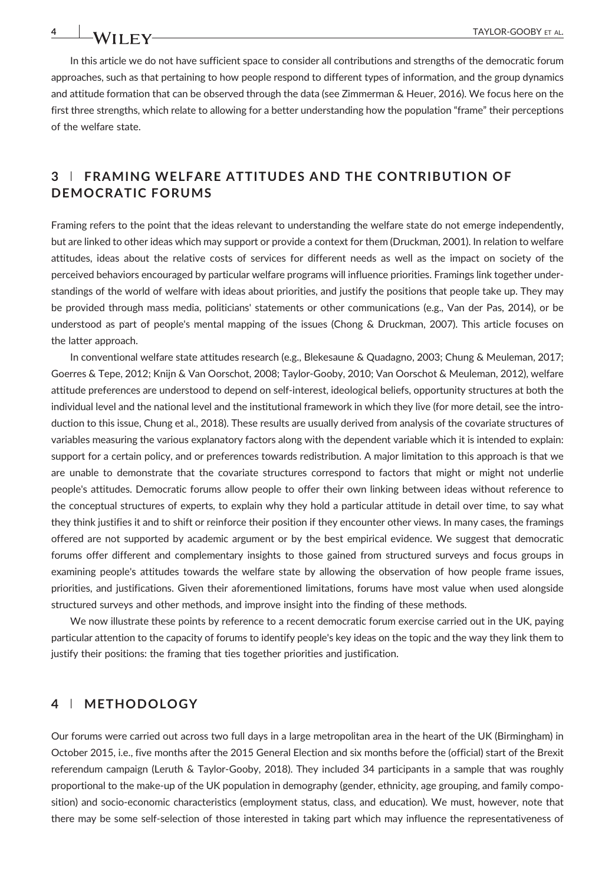In this article we do not have sufficient space to consider all contributions and strengths of the democratic forum approaches, such as that pertaining to how people respond to different types of information, and the group dynamics and attitude formation that can be observed through the data (see Zimmerman & Heuer, 2016). We focus here on the first three strengths, which relate to allowing for a better understanding how the population "frame" their perceptions of the welfare state.

## 3 | FRAMING WELFARE ATTITUDES AND THE CONTRIBUTION OF DEMOCRATIC FORUMS

Framing refers to the point that the ideas relevant to understanding the welfare state do not emerge independently, but are linked to other ideas which may support or provide a context for them (Druckman, 2001). In relation to welfare attitudes, ideas about the relative costs of services for different needs as well as the impact on society of the perceived behaviors encouraged by particular welfare programs will influence priorities. Framings link together understandings of the world of welfare with ideas about priorities, and justify the positions that people take up. They may be provided through mass media, politicians' statements or other communications (e.g., Van der Pas, 2014), or be understood as part of people's mental mapping of the issues (Chong & Druckman, 2007). This article focuses on the latter approach.

In conventional welfare state attitudes research (e.g., Blekesaune & Quadagno, 2003; Chung & Meuleman, 2017; Goerres & Tepe, 2012; Knijn & Van Oorschot, 2008; Taylor-Gooby, 2010; Van Oorschot & Meuleman, 2012), welfare attitude preferences are understood to depend on self-interest, ideological beliefs, opportunity structures at both the individual level and the national level and the institutional framework in which they live (for more detail, see the introduction to this issue, Chung et al., 2018). These results are usually derived from analysis of the covariate structures of variables measuring the various explanatory factors along with the dependent variable which it is intended to explain: support for a certain policy, and or preferences towards redistribution. A major limitation to this approach is that we are unable to demonstrate that the covariate structures correspond to factors that might or might not underlie people's attitudes. Democratic forums allow people to offer their own linking between ideas without reference to the conceptual structures of experts, to explain why they hold a particular attitude in detail over time, to say what they think justifies it and to shift or reinforce their position if they encounter other views. In many cases, the framings offered are not supported by academic argument or by the best empirical evidence. We suggest that democratic forums offer different and complementary insights to those gained from structured surveys and focus groups in examining people's attitudes towards the welfare state by allowing the observation of how people frame issues, priorities, and justifications. Given their aforementioned limitations, forums have most value when used alongside structured surveys and other methods, and improve insight into the finding of these methods.

We now illustrate these points by reference to a recent democratic forum exercise carried out in the UK, paying particular attention to the capacity of forums to identify people's key ideas on the topic and the way they link them to justify their positions: the framing that ties together priorities and justification.

## 4 | METHODOLOGY

Our forums were carried out across two full days in a large metropolitan area in the heart of the UK (Birmingham) in October 2015, i.e., five months after the 2015 General Election and six months before the (official) start of the Brexit referendum campaign (Leruth & Taylor-Gooby, 2018). They included 34 participants in a sample that was roughly proportional to the make-up of the UK population in demography (gender, ethnicity, age grouping, and family composition) and socio-economic characteristics (employment status, class, and education). We must, however, note that there may be some self-selection of those interested in taking part which may influence the representativeness of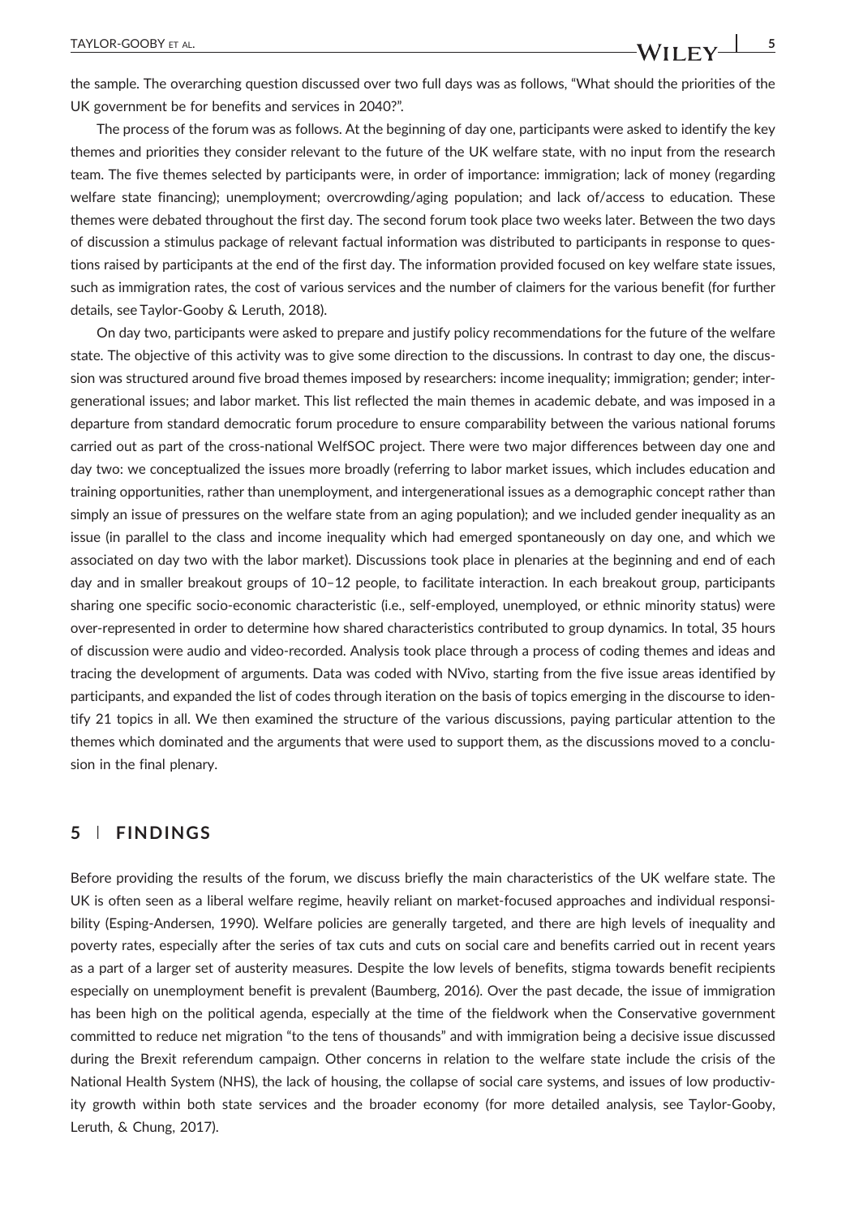the sample. The overarching question discussed over two full days was as follows, "What should the priorities of the UK government be for benefits and services in 2040?".

The process of the forum was as follows. At the beginning of day one, participants were asked to identify the key themes and priorities they consider relevant to the future of the UK welfare state, with no input from the research team. The five themes selected by participants were, in order of importance: immigration; lack of money (regarding welfare state financing); unemployment; overcrowding/aging population; and lack of/access to education. These themes were debated throughout the first day. The second forum took place two weeks later. Between the two days of discussion a stimulus package of relevant factual information was distributed to participants in response to questions raised by participants at the end of the first day. The information provided focused on key welfare state issues, such as immigration rates, the cost of various services and the number of claimers for the various benefit (for further details, see Taylor-Gooby & Leruth, 2018).

On day two, participants were asked to prepare and justify policy recommendations for the future of the welfare state. The objective of this activity was to give some direction to the discussions. In contrast to day one, the discussion was structured around five broad themes imposed by researchers: income inequality; immigration; gender; intergenerational issues; and labor market. This list reflected the main themes in academic debate, and was imposed in a departure from standard democratic forum procedure to ensure comparability between the various national forums carried out as part of the cross-national WelfSOC project. There were two major differences between day one and day two: we conceptualized the issues more broadly (referring to labor market issues, which includes education and training opportunities, rather than unemployment, and intergenerational issues as a demographic concept rather than simply an issue of pressures on the welfare state from an aging population); and we included gender inequality as an issue (in parallel to the class and income inequality which had emerged spontaneously on day one, and which we associated on day two with the labor market). Discussions took place in plenaries at the beginning and end of each day and in smaller breakout groups of 10–12 people, to facilitate interaction. In each breakout group, participants sharing one specific socio-economic characteristic (i.e., self-employed, unemployed, or ethnic minority status) were over-represented in order to determine how shared characteristics contributed to group dynamics. In total, 35 hours of discussion were audio and video-recorded. Analysis took place through a process of coding themes and ideas and tracing the development of arguments. Data was coded with NVivo, starting from the five issue areas identified by participants, and expanded the list of codes through iteration on the basis of topics emerging in the discourse to identify 21 topics in all. We then examined the structure of the various discussions, paying particular attention to the themes which dominated and the arguments that were used to support them, as the discussions moved to a conclusion in the final plenary.

## 5 | FINDINGS

Before providing the results of the forum, we discuss briefly the main characteristics of the UK welfare state. The UK is often seen as a liberal welfare regime, heavily reliant on market-focused approaches and individual responsibility (Esping-Andersen, 1990). Welfare policies are generally targeted, and there are high levels of inequality and poverty rates, especially after the series of tax cuts and cuts on social care and benefits carried out in recent years as a part of a larger set of austerity measures. Despite the low levels of benefits, stigma towards benefit recipients especially on unemployment benefit is prevalent (Baumberg, 2016). Over the past decade, the issue of immigration has been high on the political agenda, especially at the time of the fieldwork when the Conservative government committed to reduce net migration "to the tens of thousands" and with immigration being a decisive issue discussed during the Brexit referendum campaign. Other concerns in relation to the welfare state include the crisis of the National Health System (NHS), the lack of housing, the collapse of social care systems, and issues of low productivity growth within both state services and the broader economy (for more detailed analysis, see Taylor-Gooby, Leruth, & Chung, 2017).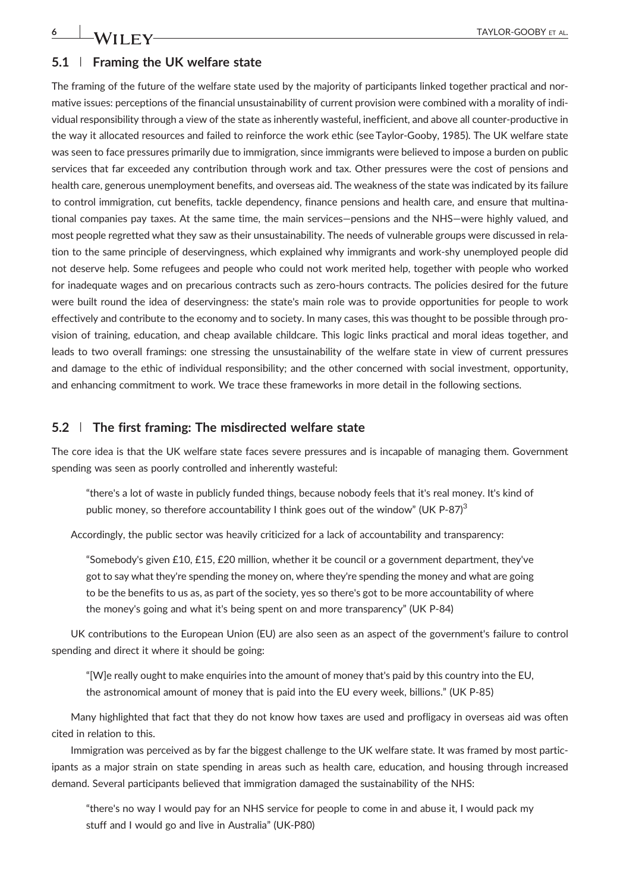## 5.1 | Framing the UK welfare state

The framing of the future of the welfare state used by the majority of participants linked together practical and normative issues: perceptions of the financial unsustainability of current provision were combined with a morality of individual responsibility through a view of the state as inherently wasteful, inefficient, and above all counter-productive in the way it allocated resources and failed to reinforce the work ethic (see Taylor-Gooby, 1985). The UK welfare state was seen to face pressures primarily due to immigration, since immigrants were believed to impose a burden on public services that far exceeded any contribution through work and tax. Other pressures were the cost of pensions and health care, generous unemployment benefits, and overseas aid. The weakness of the state was indicated by its failure to control immigration, cut benefits, tackle dependency, finance pensions and health care, and ensure that multinational companies pay taxes. At the same time, the main services—pensions and the NHS—were highly valued, and most people regretted what they saw as their unsustainability. The needs of vulnerable groups were discussed in relation to the same principle of deservingness, which explained why immigrants and work-shy unemployed people did not deserve help. Some refugees and people who could not work merited help, together with people who worked for inadequate wages and on precarious contracts such as zero-hours contracts. The policies desired for the future were built round the idea of deservingness: the state's main role was to provide opportunities for people to work effectively and contribute to the economy and to society. In many cases, this was thought to be possible through provision of training, education, and cheap available childcare. This logic links practical and moral ideas together, and leads to two overall framings: one stressing the unsustainability of the welfare state in view of current pressures and damage to the ethic of individual responsibility; and the other concerned with social investment, opportunity, and enhancing commitment to work. We trace these frameworks in more detail in the following sections.

## 5.2 | The first framing: The misdirected welfare state

The core idea is that the UK welfare state faces severe pressures and is incapable of managing them. Government spending was seen as poorly controlled and inherently wasteful:

> "there's a lot of waste in publicly funded things, because nobody feels that it's real money. It's kind of public money, so therefore accountability I think goes out of the window" (UK P-87)[3]

Accordingly, the public sector was heavily criticized for a lack of accountability and transparency:

> "Somebody's given £10, £15, £20 million, whether it be council or a government department, they've got to say what they're spending the money on, where they're spending the money and what are going to be the benefits to us as, as part of the society, yes so there's got to be more accountability of where the money's going and what it's being spent on and more transparency" (UK P-84)

UK contributions to the European Union (EU) are also seen as an aspect of the government's failure to control spending and direct it where it should be going:

> "[W]e really ought to make enquiries into the amount of money that's paid by this country into the EU, the astronomical amount of money that is paid into the EU every week, billions." (UK P-85)

Many highlighted that fact that they do not know how taxes are used and profligacy in overseas aid was often cited in relation to this.

Immigration was perceived as by far the biggest challenge to the UK welfare state. It was framed by most participants as a major strain on state spending in areas such as health care, education, and housing through increased demand. Several participants believed that immigration damaged the sustainability of the NHS:

> "there's no way I would pay for an NHS service for people to come in and abuse it, I would pack my stuff and I would go and live in Australia" (UK-P80)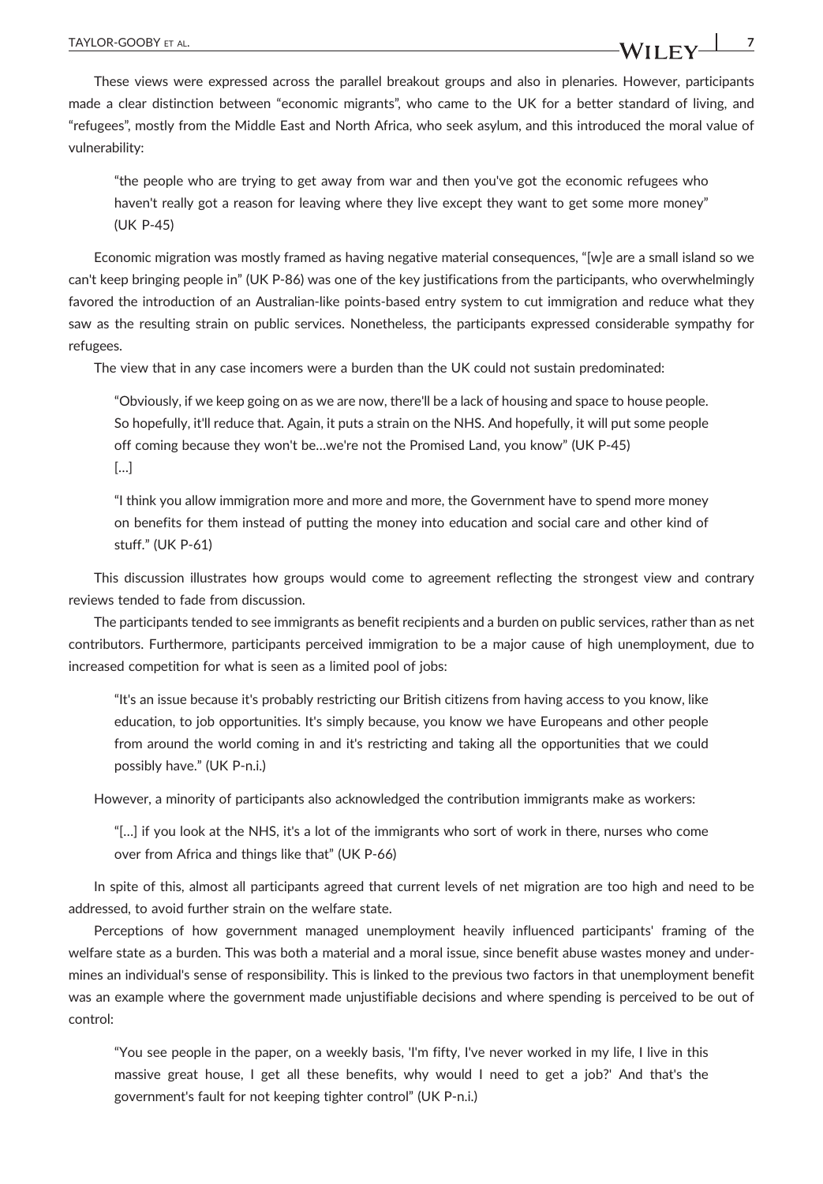These views were expressed across the parallel breakout groups and also in plenaries. However, participants made a clear distinction between "economic migrants", who came to the UK for a better standard of living, and "refugees", mostly from the Middle East and North Africa, who seek asylum, and this introduced the moral value of vulnerability:

> "the people who are trying to get away from war and then you've got the economic refugees who haven't really got a reason for leaving where they live except they want to get some more money" (UK P-45)

Economic migration was mostly framed as having negative material consequences, "[w]e are a small island so we can't keep bringing people in" (UK P-86) was one of the key justifications from the participants, who overwhelmingly favored the introduction of an Australian-like points-based entry system to cut immigration and reduce what they saw as the resulting strain on public services. Nonetheless, the participants expressed considerable sympathy for refugees.

The view that in any case incomers were a burden than the UK could not sustain predominated:

> "Obviously, if we keep going on as we are now, there'll be a lack of housing and space to house people. So hopefully, it'll reduce that. Again, it puts a strain on the NHS. And hopefully, it will put some people off coming because they won't be…we're not the Promised Land, you know" (UK P-45)
>
> […]
>
> "I think you allow immigration more and more and more, the Government have to spend more money on benefits for them instead of putting the money into education and social care and other kind of stuff." (UK P-61)

This discussion illustrates how groups would come to agreement reflecting the strongest view and contrary reviews tended to fade from discussion.

The participants tended to see immigrants as benefit recipients and a burden on public services, rather than as net contributors. Furthermore, participants perceived immigration to be a major cause of high unemployment, due to increased competition for what is seen as a limited pool of jobs:

> "It's an issue because it's probably restricting our British citizens from having access to you know, like education, to job opportunities. It's simply because, you know we have Europeans and other people from around the world coming in and it's restricting and taking all the opportunities that we could possibly have." (UK P-n.i.)

However, a minority of participants also acknowledged the contribution immigrants make as workers:

> "[…] if you look at the NHS, it's a lot of the immigrants who sort of work in there, nurses who come over from Africa and things like that" (UK P-66)

In spite of this, almost all participants agreed that current levels of net migration are too high and need to be addressed, to avoid further strain on the welfare state.

Perceptions of how government managed unemployment heavily influenced participants' framing of the welfare state as a burden. This was both a material and a moral issue, since benefit abuse wastes money and undermines an individual's sense of responsibility. This is linked to the previous two factors in that unemployment benefit was an example where the government made unjustifiable decisions and where spending is perceived to be out of control:

> "You see people in the paper, on a weekly basis, 'I'm fifty, I've never worked in my life, I live in this massive great house, I get all these benefits, why would I need to get a job?' And that's the government's fault for not keeping tighter control" (UK P-n.i.)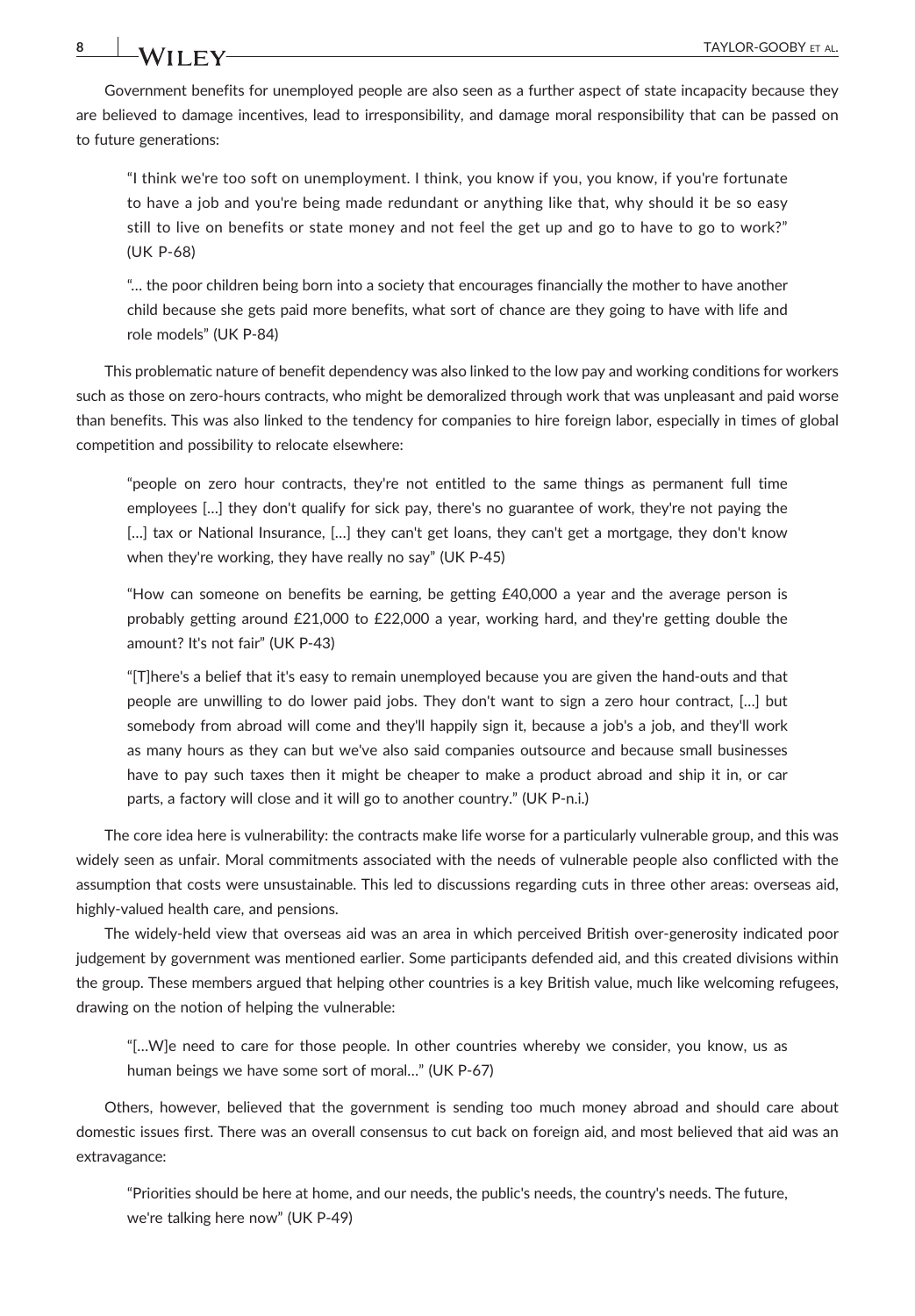Government benefits for unemployed people are also seen as a further aspect of state incapacity because they are believed to damage incentives, lead to irresponsibility, and damage moral responsibility that can be passed on to future generations:

> "I think we're too soft on unemployment. I think, you know if you, you know, if you're fortunate to have a job and you're being made redundant or anything like that, why should it be so easy still to live on benefits or state money and not feel the get up and go to have to go to work?" (UK P-68)

> "… the poor children being born into a society that encourages financially the mother to have another child because she gets paid more benefits, what sort of chance are they going to have with life and role models" (UK P-84)

This problematic nature of benefit dependency was also linked to the low pay and working conditions for workers such as those on zero-hours contracts, who might be demoralized through work that was unpleasant and paid worse than benefits. This was also linked to the tendency for companies to hire foreign labor, especially in times of global competition and possibility to relocate elsewhere:

> "people on zero hour contracts, they're not entitled to the same things as permanent full time employees […] they don't qualify for sick pay, there's no guarantee of work, they're not paying the […] tax or National Insurance, […] they can't get loans, they can't get a mortgage, they don't know when they're working, they have really no say" (UK P-45)

> "How can someone on benefits be earning, be getting £40,000 a year and the average person is probably getting around £21,000 to £22,000 a year, working hard, and they're getting double the amount? It's not fair" (UK P-43)

> "[T]here's a belief that it's easy to remain unemployed because you are given the hand-outs and that people are unwilling to do lower paid jobs. They don't want to sign a zero hour contract, […] but somebody from abroad will come and they'll happily sign it, because a job's a job, and they'll work as many hours as they can but we've also said companies outsource and because small businesses have to pay such taxes then it might be cheaper to make a product abroad and ship it in, or car parts, a factory will close and it will go to another country." (UK P-n.i.)

The core idea here is vulnerability: the contracts make life worse for a particularly vulnerable group, and this was widely seen as unfair. Moral commitments associated with the needs of vulnerable people also conflicted with the assumption that costs were unsustainable. This led to discussions regarding cuts in three other areas: overseas aid, highly-valued health care, and pensions.

The widely-held view that overseas aid was an area in which perceived British over-generosity indicated poor judgement by government was mentioned earlier. Some participants defended aid, and this created divisions within the group. These members argued that helping other countries is a key British value, much like welcoming refugees, drawing on the notion of helping the vulnerable:

> "[…W]e need to care for those people. In other countries whereby we consider, you know, us as human beings we have some sort of moral…" (UK P-67)

Others, however, believed that the government is sending too much money abroad and should care about domestic issues first. There was an overall consensus to cut back on foreign aid, and most believed that aid was an extravagance:

> "Priorities should be here at home, and our needs, the public's needs, the country's needs. The future, we're talking here now" (UK P-49)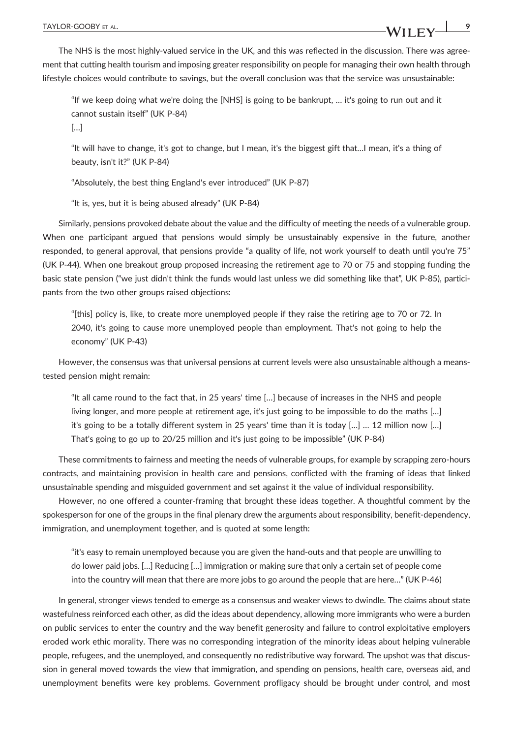The NHS is the most highly-valued service in the UK, and this was reflected in the discussion. There was agreement that cutting health tourism and imposing greater responsibility on people for managing their own health through lifestyle choices would contribute to savings, but the overall conclusion was that the service was unsustainable:

> "If we keep doing what we're doing the [NHS] is going to be bankrupt, … it's going to run out and it cannot sustain itself" (UK P-84)
>
> […]
>
> "It will have to change, it's got to change, but I mean, it's the biggest gift that…I mean, it's a thing of beauty, isn't it?" (UK P-84)
>
> "Absolutely, the best thing England's ever introduced" (UK P-87)
>
> "It is, yes, but it is being abused already" (UK P-84)

Similarly, pensions provoked debate about the value and the difficulty of meeting the needs of a vulnerable group. When one participant argued that pensions would simply be unsustainably expensive in the future, another responded, to general approval, that pensions provide "a quality of life, not work yourself to death until you're 75" (UK P-44). When one breakout group proposed increasing the retirement age to 70 or 75 and stopping funding the basic state pension ("we just didn't think the funds would last unless we did something like that", UK P-85), participants from the two other groups raised objections:

> "[this] policy is, like, to create more unemployed people if they raise the retiring age to 70 or 72. In 2040, it's going to cause more unemployed people than employment. That's not going to help the economy" (UK P-43)

However, the consensus was that universal pensions at current levels were also unsustainable although a means-tested pension might remain:

> "It all came round to the fact that, in 25 years' time […] because of increases in the NHS and people living longer, and more people at retirement age, it's just going to be impossible to do the maths […] it's going to be a totally different system in 25 years' time than it is today […] … 12 million now […] That's going to go up to 20/25 million and it's just going to be impossible" (UK P-84)

These commitments to fairness and meeting the needs of vulnerable groups, for example by scrapping zero-hours contracts, and maintaining provision in health care and pensions, conflicted with the framing of ideas that linked unsustainable spending and misguided government and set against it the value of individual responsibility.

However, no one offered a counter-framing that brought these ideas together. A thoughtful comment by the spokesperson for one of the groups in the final plenary drew the arguments about responsibility, benefit-dependency, immigration, and unemployment together, and is quoted at some length:

> "it's easy to remain unemployed because you are given the hand-outs and that people are unwilling to do lower paid jobs. […] Reducing […] immigration or making sure that only a certain set of people come into the country will mean that there are more jobs to go around the people that are here…" (UK P-46)

In general, stronger views tended to emerge as a consensus and weaker views to dwindle. The claims about state wastefulness reinforced each other, as did the ideas about dependency, allowing more immigrants who were a burden on public services to enter the country and the way benefit generosity and failure to control exploitative employers eroded work ethic morality. There was no corresponding integration of the minority ideas about helping vulnerable people, refugees, and the unemployed, and consequently no redistributive way forward. The upshot was that discussion in general moved towards the view that immigration, and spending on pensions, health care, overseas aid, and unemployment benefits were key problems. Government profligacy should be brought under control, and most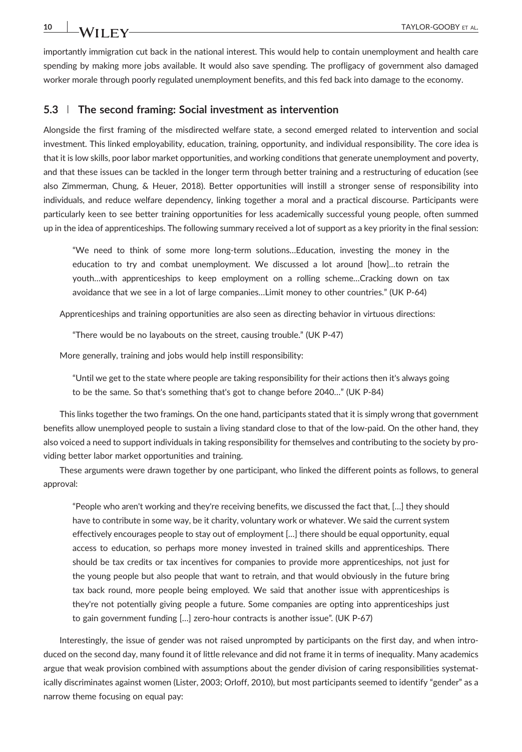importantly immigration cut back in the national interest. This would help to contain unemployment and health care spending by making more jobs available. It would also save spending. The profligacy of government also damaged worker morale through poorly regulated unemployment benefits, and this fed back into damage to the economy.

### 5.3 | The second framing: Social investment as intervention

Alongside the first framing of the misdirected welfare state, a second emerged related to intervention and social investment. This linked employability, education, training, opportunity, and individual responsibility. The core idea is that it is low skills, poor labor market opportunities, and working conditions that generate unemployment and poverty, and that these issues can be tackled in the longer term through better training and a restructuring of education (see also Zimmerman, Chung, & Heuer, 2018). Better opportunities will instill a stronger sense of responsibility into individuals, and reduce welfare dependency, linking together a moral and a practical discourse. Participants were particularly keen to see better training opportunities for less academically successful young people, often summed up in the idea of apprenticeships. The following summary received a lot of support as a key priority in the final session:

> "We need to think of some more long-term solutions…Education, investing the money in the education to try and combat unemployment. We discussed a lot around [how]…to retrain the youth…with apprenticeships to keep employment on a rolling scheme…Cracking down on tax avoidance that we see in a lot of large companies…Limit money to other countries." (UK P-64)

Apprenticeships and training opportunities are also seen as directing behavior in virtuous directions:

> "There would be no layabouts on the street, causing trouble." (UK P-47)

More generally, training and jobs would help instill responsibility:

> "Until we get to the state where people are taking responsibility for their actions then it's always going to be the same. So that's something that's got to change before 2040…" (UK P-84)

This links together the two framings. On the one hand, participants stated that it is simply wrong that government benefits allow unemployed people to sustain a living standard close to that of the low-paid. On the other hand, they also voiced a need to support individuals in taking responsibility for themselves and contributing to the society by providing better labor market opportunities and training.

These arguments were drawn together by one participant, who linked the different points as follows, to general approval:

> "People who aren't working and they're receiving benefits, we discussed the fact that, […] they should have to contribute in some way, be it charity, voluntary work or whatever. We said the current system effectively encourages people to stay out of employment […] there should be equal opportunity, equal access to education, so perhaps more money invested in trained skills and apprenticeships. There should be tax credits or tax incentives for companies to provide more apprenticeships, not just for the young people but also people that want to retrain, and that would obviously in the future bring tax back round, more people being employed. We said that another issue with apprenticeships is they're not potentially giving people a future. Some companies are opting into apprenticeships just to gain government funding […] zero-hour contracts is another issue". (UK P-67)

Interestingly, the issue of gender was not raised unprompted by participants on the first day, and when introduced on the second day, many found it of little relevance and did not frame it in terms of inequality. Many academics argue that weak provision combined with assumptions about the gender division of caring responsibilities systematically discriminates against women (Lister, 2003; Orloff, 2010), but most participants seemed to identify "gender" as a narrow theme focusing on equal pay: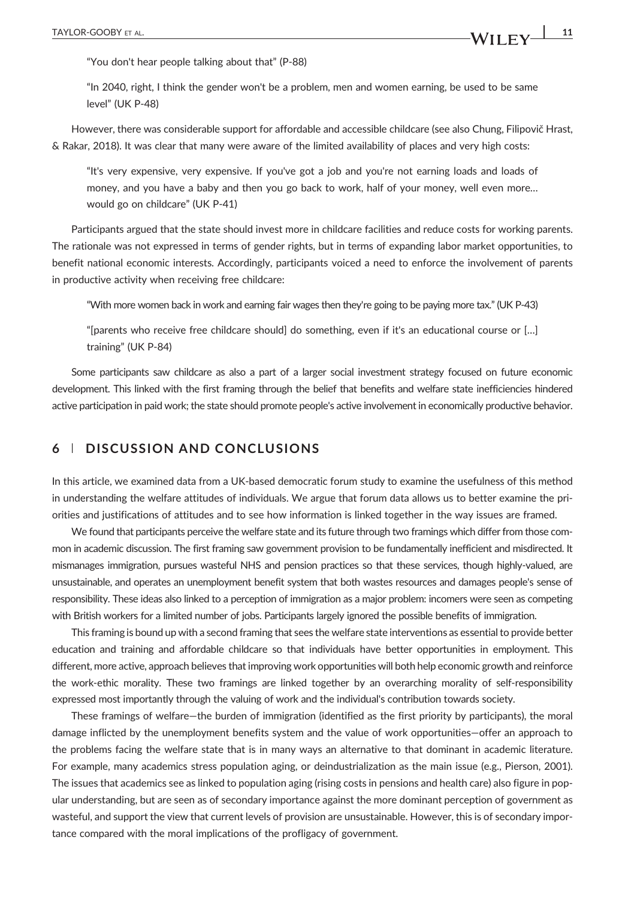> "You don't hear people talking about that" (P-88)

> "In 2040, right, I think the gender won't be a problem, men and women earning, be used to be same level" (UK P-48)

However, there was considerable support for affordable and accessible childcare (see also Chung, Filipovič Hrast, & Rakar, 2018). It was clear that many were aware of the limited availability of places and very high costs:

> "It's very expensive, very expensive. If you've got a job and you're not earning loads and loads of money, and you have a baby and then you go back to work, half of your money, well even more… would go on childcare" (UK P-41)

Participants argued that the state should invest more in childcare facilities and reduce costs for working parents. The rationale was not expressed in terms of gender rights, but in terms of expanding labor market opportunities, to benefit national economic interests. Accordingly, participants voiced a need to enforce the involvement of parents in productive activity when receiving free childcare:

> "With more women back in work and earning fair wages then they're going to be paying more tax." (UK P-43)

> "[parents who receive free childcare should] do something, even if it's an educational course or […] training" (UK P-84)

Some participants saw childcare as also a part of a larger social investment strategy focused on future economic development. This linked with the first framing through the belief that benefits and welfare state inefficiencies hindered active participation in paid work; the state should promote people's active involvement in economically productive behavior.

## 6 | DISCUSSION AND CONCLUSIONS

In this article, we examined data from a UK-based democratic forum study to examine the usefulness of this method in understanding the welfare attitudes of individuals. We argue that forum data allows us to better examine the priorities and justifications of attitudes and to see how information is linked together in the way issues are framed.

We found that participants perceive the welfare state and its future through two framings which differ from those common in academic discussion. The first framing saw government provision to be fundamentally inefficient and misdirected. It mismanages immigration, pursues wasteful NHS and pension practices so that these services, though highly-valued, are unsustainable, and operates an unemployment benefit system that both wastes resources and damages people's sense of responsibility. These ideas also linked to a perception of immigration as a major problem: incomers were seen as competing with British workers for a limited number of jobs. Participants largely ignored the possible benefits of immigration.

This framing is bound up with a second framing that sees the welfare state interventions as essential to provide better education and training and affordable childcare so that individuals have better opportunities in employment. This different, more active, approach believes that improving work opportunities will both help economic growth and reinforce the work-ethic morality. These two framings are linked together by an overarching morality of self-responsibility expressed most importantly through the valuing of work and the individual's contribution towards society.

These framings of welfare—the burden of immigration (identified as the first priority by participants), the moral damage inflicted by the unemployment benefits system and the value of work opportunities—offer an approach to the problems facing the welfare state that is in many ways an alternative to that dominant in academic literature. For example, many academics stress population aging, or deindustrialization as the main issue (e.g., Pierson, 2001). The issues that academics see as linked to population aging (rising costs in pensions and health care) also figure in popular understanding, but are seen as of secondary importance against the more dominant perception of government as wasteful, and support the view that current levels of provision are unsustainable. However, this is of secondary importance compared with the moral implications of the profligacy of government.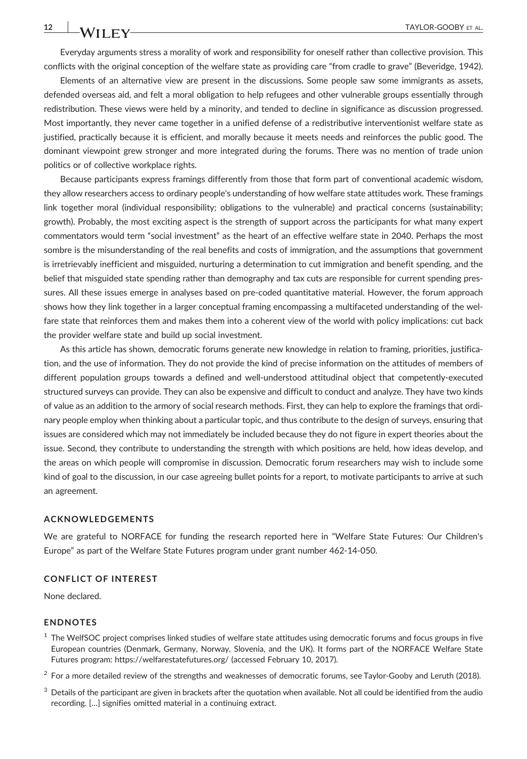Everyday arguments stress a morality of work and responsibility for oneself rather than collective provision. This conflicts with the original conception of the welfare state as providing care "from cradle to grave" (Beveridge, 1942).

Elements of an alternative view are present in the discussions. Some people saw some immigrants as assets, defended overseas aid, and felt a moral obligation to help refugees and other vulnerable groups essentially through redistribution. These views were held by a minority, and tended to decline in significance as discussion progressed. Most importantly, they never came together in a unified defense of a redistributive interventionist welfare state as justified, practically because it is efficient, and morally because it meets needs and reinforces the public good. The dominant viewpoint grew stronger and more integrated during the forums. There was no mention of trade union politics or of collective workplace rights.

Because participants express framings differently from those that form part of conventional academic wisdom, they allow researchers access to ordinary people's understanding of how welfare state attitudes work. These framings link together moral (individual responsibility; obligations to the vulnerable) and practical concerns (sustainability; growth). Probably, the most exciting aspect is the strength of support across the participants for what many expert commentators would term "social investment" as the heart of an effective welfare state in 2040. Perhaps the most sombre is the misunderstanding of the real benefits and costs of immigration, and the assumptions that government is irretrievably inefficient and misguided, nurturing a determination to cut immigration and benefit spending, and the belief that misguided state spending rather than demography and tax cuts are responsible for current spending pressures. All these issues emerge in analyses based on pre-coded quantitative material. However, the forum approach shows how they link together in a larger conceptual framing encompassing a multifaceted understanding of the welfare state that reinforces them and makes them into a coherent view of the world with policy implications: cut back the provider welfare state and build up social investment.

As this article has shown, democratic forums generate new knowledge in relation to framing, priorities, justification, and the use of information. They do not provide the kind of precise information on the attitudes of members of different population groups towards a defined and well-understood attitudinal object that competently-executed structured surveys can provide. They can also be expensive and difficult to conduct and analyze. They have two kinds of value as an addition to the armory of social research methods. First, they can help to explore the framings that ordinary people employ when thinking about a particular topic, and thus contribute to the design of surveys, ensuring that issues are considered which may not immediately be included because they do not figure in expert theories about the issue. Second, they contribute to understanding the strength with which positions are held, how ideas develop, and the areas on which people will compromise in discussion. Democratic forum researchers may wish to include some kind of goal to the discussion, in our case agreeing bullet points for a report, to motivate participants to arrive at such an agreement.

## ACKNOWLEDGEMENTS

We are grateful to NORFACE for funding the research reported here in "Welfare State Futures: Our Children's Europe" as part of the Welfare State Futures program under grant number 462-14-050.

## CONFLICT OF INTEREST

None declared.

## ENDNOTES

[1] The WelfSOC project comprises linked studies of welfare state attitudes using democratic forums and focus groups in five European countries (Denmark, Germany, Norway, Slovenia, and the UK). It forms part of the NORFACE Welfare State Futures program: https://welfarestatefutures.org/ (accessed February 10, 2017).

[2] For a more detailed review of the strengths and weaknesses of democratic forums, see Taylor-Gooby and Leruth (2018).

[3] Details of the participant are given in brackets after the quotation when available. Not all could be identified from the audio recording. […] signifies omitted material in a continuing extract.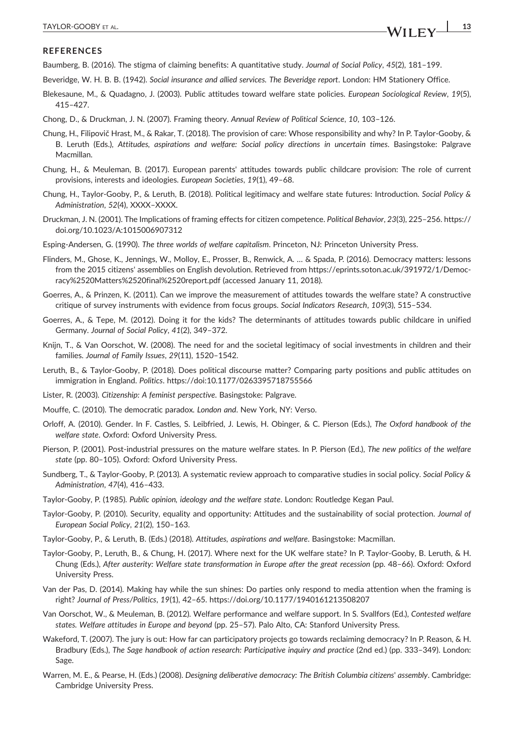## REFERENCES

Baumberg, B. (2016). The stigma of claiming benefits: A quantitative study. *Journal of Social Policy*, *45*(2), 181–199.

Beveridge, W. H. B. B. (1942). *Social insurance and allied services. The Beveridge report*. London: HM Stationery Office.

Blekesaune, M., & Quadagno, J. (2003). Public attitudes toward welfare state policies. *European Sociological Review*, *19*(5), 415–427.

Chong, D., & Druckman, J. N. (2007). Framing theory. *Annual Review of Political Science*, *10*, 103–126.

Chung, H., Filipovič Hrast, M., & Rakar, T. (2018). The provision of care: Whose responsibility and why? In P. Taylor-Gooby, & B. Leruth (Eds.), *Attitudes, aspirations and welfare: Social policy directions in uncertain times*. Basingstoke: Palgrave Macmillan.

Chung, H., & Meuleman, B. (2017). European parents' attitudes towards public childcare provision: The role of current provisions, interests and ideologies. *European Societies*, *19*(1), 49–68.

Chung, H., Taylor-Gooby, P., & Leruth, B. (2018). Political legitimacy and welfare state futures: Introduction. *Social Policy & Administration*, *52*(4), XXXX–XXXX.

Druckman, J. N. (2001). The Implications of framing effects for citizen competence. *Political Behavior*, *23*(3), 225–256. https://doi.org/10.1023/A:1015006907312

Esping-Andersen, G. (1990). *The three worlds of welfare capitalism*. Princeton, NJ: Princeton University Press.

Flinders, M., Ghose, K., Jennings, W., Molloy, E., Prosser, B., Renwick, A. … & Spada, P. (2016). Democracy matters: lessons from the 2015 citizens' assemblies on English devolution. Retrieved from https://eprints.soton.ac.uk/391972/1/Democracy%2520Matters%2520final%2520report.pdf (accessed January 11, 2018).

Goerres, A., & Prinzen, K. (2011). Can we improve the measurement of attitudes towards the welfare state? A constructive critique of survey instruments with evidence from focus groups. *Social Indicators Research*, *109*(3), 515–534.

Goerres, A., & Tepe, M. (2012). Doing it for the kids? The determinants of attitudes towards public childcare in unified Germany. *Journal of Social Policy*, *41*(2), 349–372.

Knijn, T., & Van Oorschot, W. (2008). The need for and the societal legitimacy of social investments in children and their families. *Journal of Family Issues*, *29*(11), 1520–1542.

Leruth, B., & Taylor-Gooby, P. (2018). Does political discourse matter? Comparing party positions and public attitudes on immigration in England. *Politics*. https://doi:10.1177/0263395718755566

Lister, R. (2003). *Citizenship: A feminist perspective*. Basingstoke: Palgrave.

Mouffe, C. (2010). The democratic paradox. *London and*. New York, NY: Verso.

Orloff, A. (2010). Gender. In F. Castles, S. Leibfried, J. Lewis, H. Obinger, & C. Pierson (Eds.), *The Oxford handbook of the welfare state*. Oxford: Oxford University Press.

Pierson, P. (2001). Post-industrial pressures on the mature welfare states. In P. Pierson (Ed.), *The new politics of the welfare state* (pp. 80–105). Oxford: Oxford University Press.

Sundberg, T., & Taylor-Gooby, P. (2013). A systematic review approach to comparative studies in social policy. *Social Policy & Administration*, *47*(4), 416–433.

Taylor-Gooby, P. (1985). *Public opinion, ideology and the welfare state*. London: Routledge Kegan Paul.

Taylor-Gooby, P. (2010). Security, equality and opportunity: Attitudes and the sustainability of social protection. *Journal of European Social Policy*, *21*(2), 150–163.

Taylor-Gooby, P., & Leruth, B. (Eds.) (2018). *Attitudes, aspirations and welfare*. Basingstoke: Macmillan.

Taylor-Gooby, P., Leruth, B., & Chung, H. (2017). Where next for the UK welfare state? In P. Taylor-Gooby, B. Leruth, & H. Chung (Eds.), *After austerity: Welfare state transformation in Europe after the great recession* (pp. 48–66). Oxford: Oxford University Press.

Van der Pas, D. (2014). Making hay while the sun shines: Do parties only respond to media attention when the framing is right? *Journal of Press/Politics*, *19*(1), 42–65. https://doi.org/10.1177/1940161213508207

Van Oorschot, W., & Meuleman, B. (2012). Welfare performance and welfare support. In S. Svallfors (Ed.), *Contested welfare states. Welfare attitudes in Europe and beyond* (pp. 25–57). Palo Alto, CA: Stanford University Press.

Wakeford, T. (2007). The jury is out: How far can participatory projects go towards reclaiming democracy? In P. Reason, & H. Bradbury (Eds.), *The Sage handbook of action research: Participative inquiry and practice* (2nd ed.) (pp. 333–349). London: Sage.

Warren, M. E., & Pearse, H. (Eds.) (2008). *Designing deliberative democracy: The British Columbia citizens' assembly*. Cambridge: Cambridge University Press.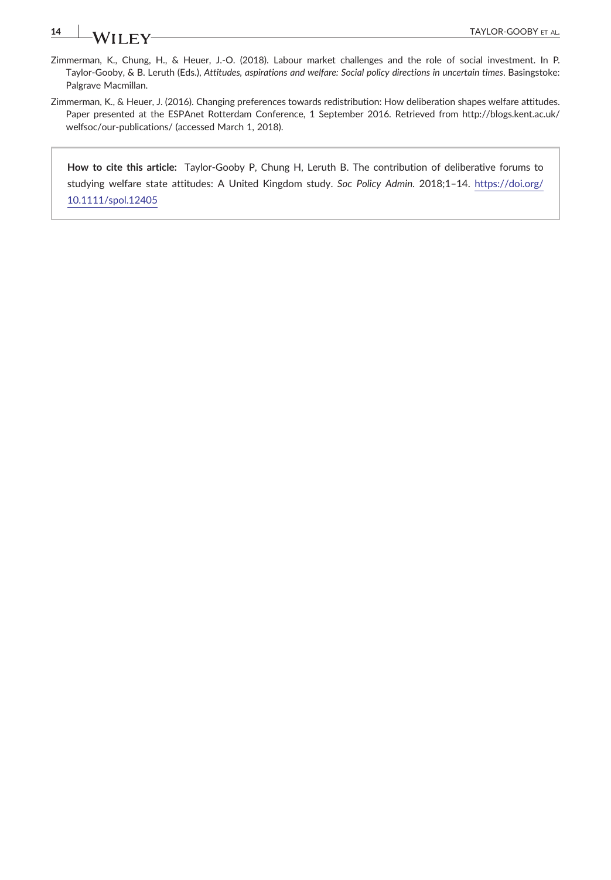Zimmerman, K., Chung, H., & Heuer, J.-O. (2018). Labour market challenges and the role of social investment. In P. Taylor-Gooby, & B. Leruth (Eds.), *Attitudes, aspirations and welfare: Social policy directions in uncertain times*. Basingstoke: Palgrave Macmillan.

Zimmerman, K., & Heuer, J. (2016). Changing preferences towards redistribution: How deliberation shapes welfare attitudes. Paper presented at the ESPAnet Rotterdam Conference, 1 September 2016. Retrieved from http://blogs.kent.ac.uk/welfsoc/our-publications/ (accessed March 1, 2018).

**How to cite this article:** Taylor-Gooby P, Chung H, Leruth B. The contribution of deliberative forums to studying welfare state attitudes: A United Kingdom study. *Soc Policy Admin.* 2018;1–14. https://doi.org/10.1111/spol.12405